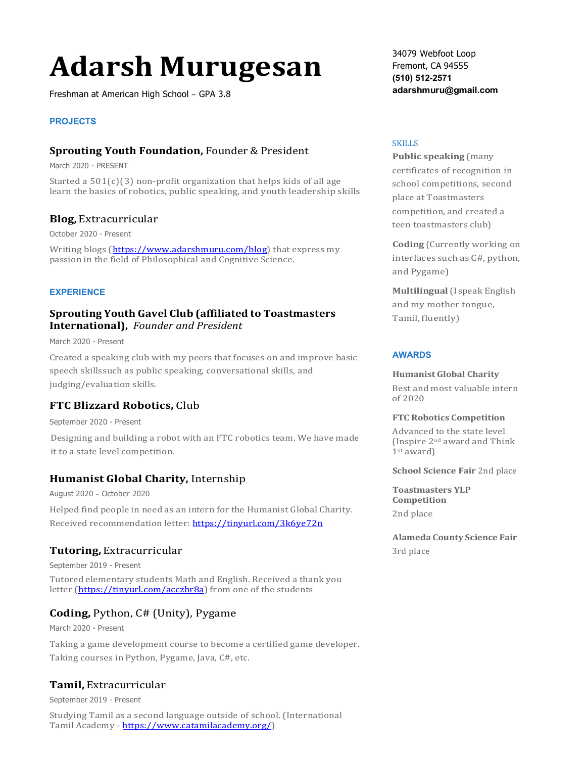# Adarsh Murugesan

Freshman at American High School – GPA 3.8

34079 Webfoot Loop
Fremont, CA 94555
**(510) 512-2571**
**adarshmuru@gmail.com**

## PROJECTS

### **Sprouting Youth Foundation,** Founder & President

March 2020 - PRESENT

Started a 501(c)(3) non-profit organization that helps kids of all age learn the basics of robotics, public speaking, and youth leadership skills

### **Blog,** Extracurricular

October 2020 - Present

Writing blogs (https://www.adarshmuru.com/blog) that express my passion in the field of Philosophical and Cognitive Science.

## EXPERIENCE

### **Sprouting Youth Gavel Club (affiliated to Toastmasters International),** *Founder and President*

March 2020 - Present

Created a speaking club with my peers that focuses on and improve basic speech skillssuch as public speaking, conversational skills, and judging/evaluation skills.

### **FTC Blizzard Robotics,** Club

September 2020 - Present

Designing and building a robot with an FTC robotics team. We have made it to a state level competition.

### **Humanist Global Charity,** Internship

August 2020 – October 2020

Helped find people in need as an intern for the Humanist Global Charity. Received recommendation letter: https://tinyurl.com/3k6ye72n

### **Tutoring,** Extracurricular

September 2019 - Present

Tutored elementary students Math and English. Received a thank you letter (https://tinyurl.com/acczbr8a) from one of the students

### **Coding,** Python, C# (Unity), Pygame

March 2020 - Present

Taking a game development course to become a certified game developer. Taking courses in Python, Pygame, Java, C#, etc.

### **Tamil,** Extracurricular

September 2019 - Present

Studying Tamil as a second language outside of school. (International Tamil Academy - https://www.catamilacademy.org/)

## SKILLS

**Public speaking** (many certificates of recognition in school competitions, second place at Toastmasters competition, and created a teen toastmasters club)

**Coding** (Currently working on interfaces such as C#, python, and Pygame)

**Multilingual** (I speak English and my mother tongue, Tamil, fluently)

## AWARDS

**Humanist Global Charity**
Best and most valuable intern of 2020

**FTC Robotics Competition**
Advanced to the state level (Inspire 2nd award and Think 1st award)

**School Science Fair** 2nd place

**Toastmasters YLP Competition**
2nd place

**Alameda County Science Fair**
3rd place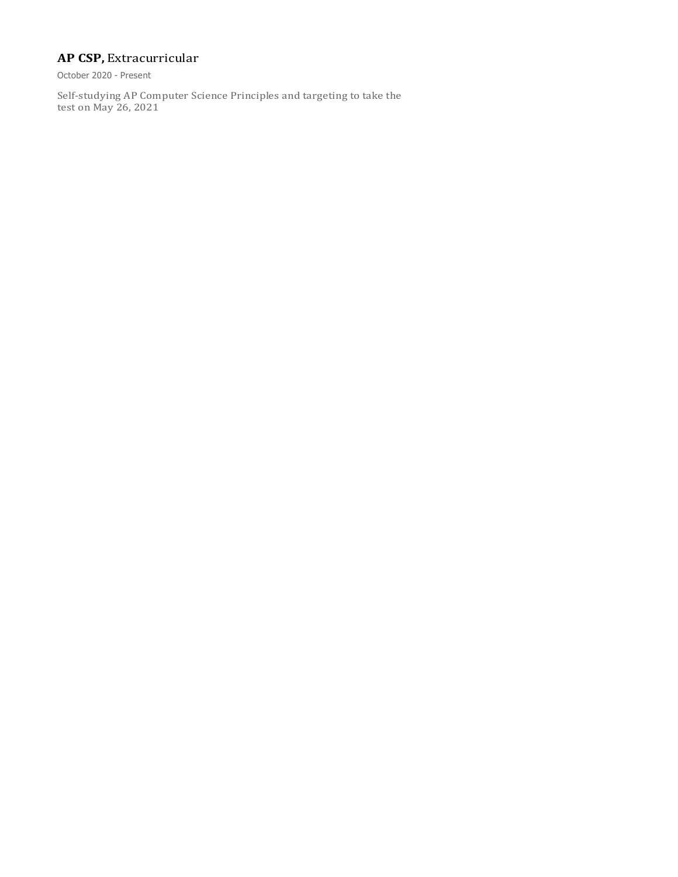### **AP CSP,** Extracurricular

October 2020 - Present

Self-studying AP Computer Science Principles and targeting to take the test on May 26, 2021